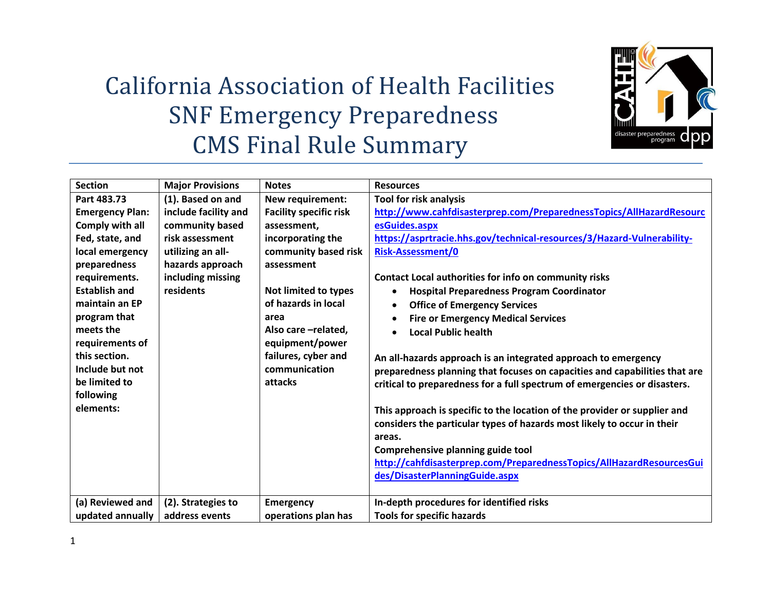# California Association of Health Facilities
# SNF Emergency Preparedness
# CMS Final Rule Summary

| Section | Major Provisions | Notes | Resources |
|---|---|---|---|
| **Part 483.73 Emergency Plan: Comply with all Fed, state, and local emergency preparedness requirements. Establish and maintain an EP program that meets the requirements of this section. Include but not be limited to following elements:** | **(1). Based on and include facility and community based risk assessment utilizing an all-hazards approach including missing residents** | **New requirement: Facility specific risk assessment, incorporating the community based risk assessment**<br><br>**Not limited to types of hazards in local area**<br>**Also care –related, equipment/power failures, cyber and communication attacks** | **Tool for risk analysis**<br>http://www.cahfdisasterprep.com/PreparednessTopics/AllHazardResourcesGuides.aspx<br>https://asprtracie.hhs.gov/technical-resources/3/Hazard-Vulnerability-Risk-Assessment/0<br><br>**Contact Local authorities for info on community risks**<br>• **Hospital Preparedness Program Coordinator**<br>• **Office of Emergency Services**<br>• **Fire or Emergency Medical Services**<br>• **Local Public health**<br><br>**An all-hazards approach is an integrated approach to emergency preparedness planning that focuses on capacities and capabilities that are critical to preparedness for a full spectrum of emergencies or disasters.**<br><br>**This approach is specific to the location of the provider or supplier and considers the particular types of hazards most likely to occur in their areas.**<br>**Comprehensive planning guide tool**<br>http://cahfdisasterprep.com/PreparednessTopics/AllHazardResourcesGuides/DisasterPlanningGuide.aspx |
| **(a) Reviewed and updated annually** | **(2). Strategies to address events** | **Emergency operations plan has** | **In-depth procedures for identified risks**<br>**Tools for specific hazards** |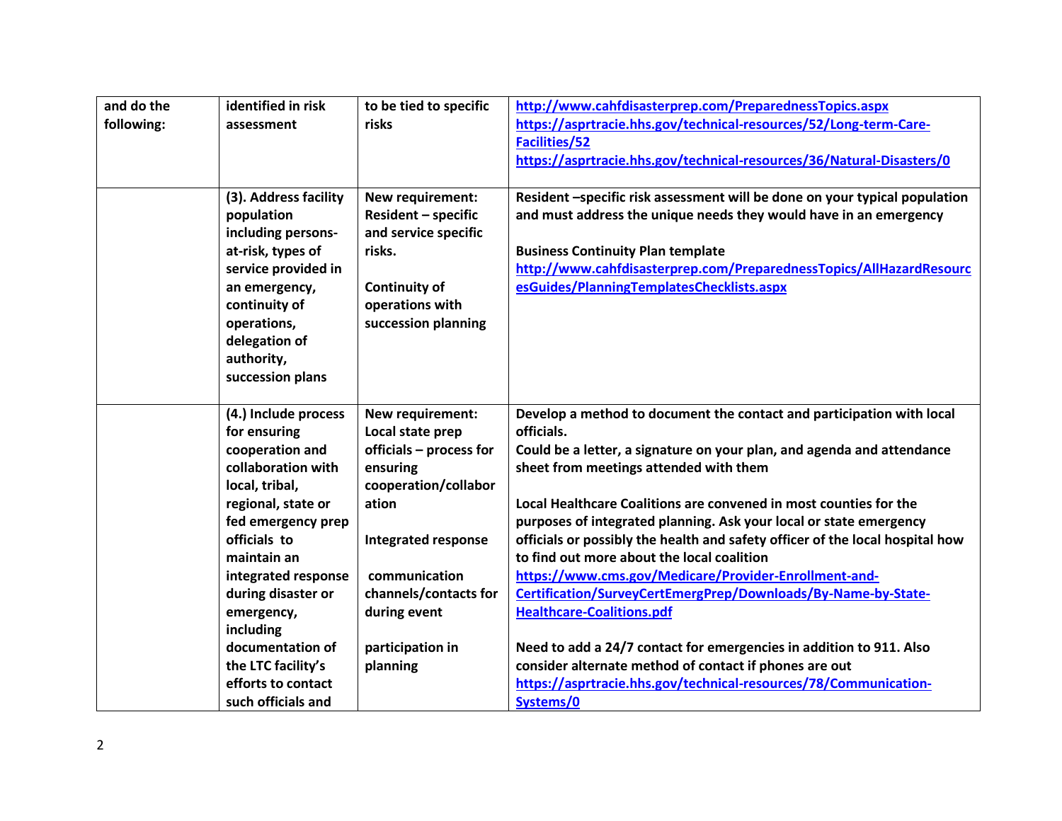| and do the following: | identified in risk assessment | to be tied to specific risks | http://www.cahfdisasterprep.com/PreparednessTopics.aspx https://asprtracie.hhs.gov/technical-resources/52/Long-term-Care-Facilities/52 https://asprtracie.hhs.gov/technical-resources/36/Natural-Disasters/0 |
|---|---|---|---|
| | **(3). Address facility population including persons-at-risk, types of service provided in an emergency, continuity of operations, delegation of authority, succession plans** | **New requirement: Resident – specific and service specific risks.**<br><br>**Continuity of operations with succession planning** | **Resident –specific risk assessment will be done on your typical population and must address the unique needs they would have in an emergency**<br><br>**Business Continuity Plan template**<br>http://www.cahfdisasterprep.com/PreparednessTopics/AllHazardResourcesGuides/PlanningTemplatesChecklists.aspx |
| | **(4.) Include process for ensuring cooperation and collaboration with local, tribal, regional, state or fed emergency prep officials to maintain an integrated response during disaster or emergency, including documentation of the LTC facility's efforts to contact such officials and** | **New requirement: Local state prep officials – process for ensuring cooperation/collaboration**<br><br>**Integrated response**<br><br>**communication channels/contacts for during event**<br><br>**participation in planning** | **Develop a method to document the contact and participation with local officials.**<br>**Could be a letter, a signature on your plan, and agenda and attendance sheet from meetings attended with them**<br><br>**Local Healthcare Coalitions are convened in most counties for the purposes of integrated planning. Ask your local or state emergency officials or possibly the health and safety officer of the local hospital how to find out more about the local coalition**<br>https://www.cms.gov/Medicare/Provider-Enrollment-and-Certification/SurveyCertEmergPrep/Downloads/By-Name-by-State-Healthcare-Coalitions.pdf<br><br>**Need to add a 24/7 contact for emergencies in addition to 911. Also consider alternate method of contact if phones are out**<br>https://asprtracie.hhs.gov/technical-resources/78/Communication-Systems/0 |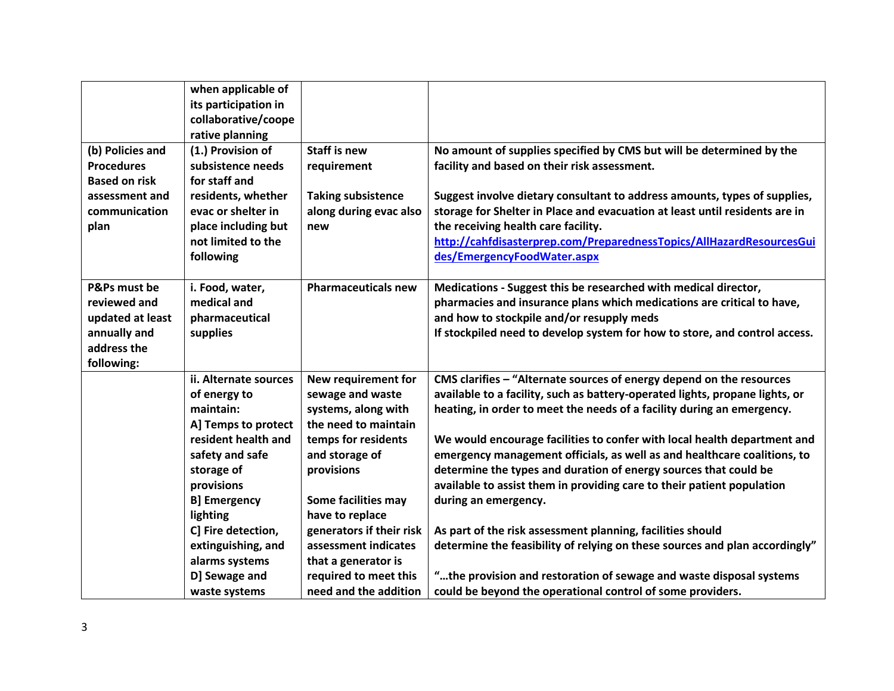| | | | |
|---|---|---|---|
| | **when applicable of its participation in collaborative/cooperative planning** | | |
| **(b) Policies and Procedures Based on risk assessment and communication plan** | **(1.) Provision of subsistence needs for staff and residents, whether evac or shelter in place including but not limited to the following** | **Staff is new requirement**<br><br>**Taking subsistence along during evac also new** | **No amount of supplies specified by CMS but will be determined by the facility and based on their risk assessment.**<br><br>**Suggest involve dietary consultant to address amounts, types of supplies, storage for Shelter in Place and evacuation at least until residents are in the receiving health care facility.**<br>**[http://cahfdisasterprep.com/PreparednessTopics/AllHazardResourcesGuides/EmergencyFoodWater.aspx](http://cahfdisasterprep.com/PreparednessTopics/AllHazardResourcesGuides/EmergencyFoodWater.aspx)** |
| **P&Ps must be reviewed and updated at least annually and address the following:** | **i. Food, water, medical and pharmaceutical supplies** | **Pharmaceuticals new** | **Medications - Suggest this be researched with medical director, pharmacies and insurance plans which medications are critical to have, and how to stockpile and/or resupply meds**<br>**If stockpiled need to develop system for how to store, and control access.** |
| | **ii. Alternate sources of energy to maintain:**<br>**A] Temps to protect resident health and safety and safe storage of provisions**<br>**B] Emergency lighting**<br>**C] Fire detection, extinguishing, and alarms systems**<br>**D] Sewage and waste systems** | **New requirement for sewage and waste systems, along with the need to maintain temps for residents and storage of provisions**<br><br>**Some facilities may have to replace generators if their risk assessment indicates that a generator is required to meet this need and the addition** | **CMS clarifies – "Alternate sources of energy depend on the resources available to a facility, such as battery-operated lights, propane lights, or heating, in order to meet the needs of a facility during an emergency.**<br><br>**We would encourage facilities to confer with local health department and emergency management officials, as well as and healthcare coalitions, to determine the types and duration of energy sources that could be available to assist them in providing care to their patient population during an emergency.**<br><br>**As part of the risk assessment planning, facilities should determine the feasibility of relying on these sources and plan accordingly"**<br><br>**"…the provision and restoration of sewage and waste disposal systems could be beyond the operational control of some providers.** |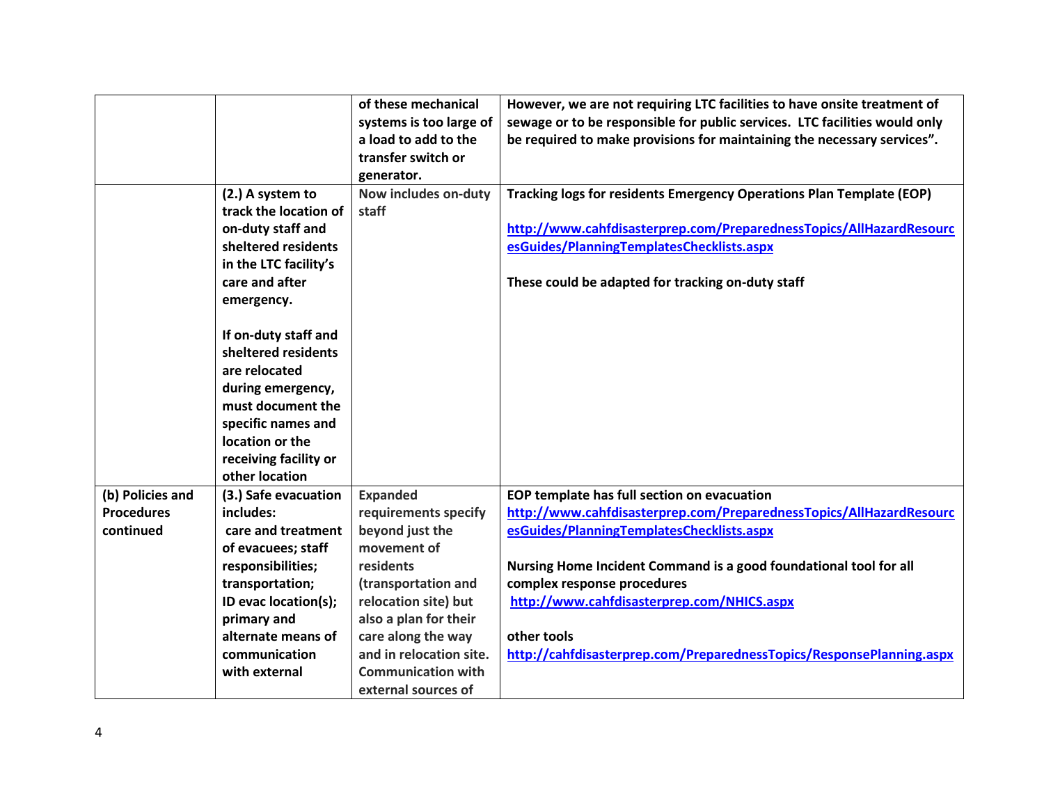| | | | |
|---|---|---|---|
| | | of these mechanical systems is too large of a load to add to the transfer switch or generator. | However, we are not requiring LTC facilities to have onsite treatment of sewage or to be responsible for public services. LTC facilities would only be required to make provisions for maintaining the necessary services". |
| | (2.) A system to track the location of on-duty staff and sheltered residents in the LTC facility's care and after emergency.<br><br>If on-duty staff and sheltered residents are relocated during emergency, must document the specific names and location or the receiving facility or other location | Now includes on-duty staff | Tracking logs for residents Emergency Operations Plan Template (EOP)<br><br>http://www.cahfdisasterprep.com/PreparednessTopics/AllHazardResourcesGuides/PlanningTemplatesChecklists.aspx<br><br>These could be adapted for tracking on-duty staff |
| (b) Policies and Procedures continued | (3.) Safe evacuation includes:<br>care and treatment of evacuees; staff responsibilities; transportation; ID evac location(s); primary and alternate means of communication with external | Expanded requirements specify beyond just the movement of residents (transportation and relocation site) but also a plan for their care along the way and in relocation site. Communication with external sources of | EOP template has full section on evacuation<br>http://www.cahfdisasterprep.com/PreparednessTopics/AllHazardResourcesGuides/PlanningTemplatesChecklists.aspx<br><br>Nursing Home Incident Command is a good foundational tool for all complex response procedures<br>http://www.cahfdisasterprep.com/NHICS.aspx<br><br>other tools<br>http://cahfdisasterprep.com/PreparednessTopics/ResponsePlanning.aspx |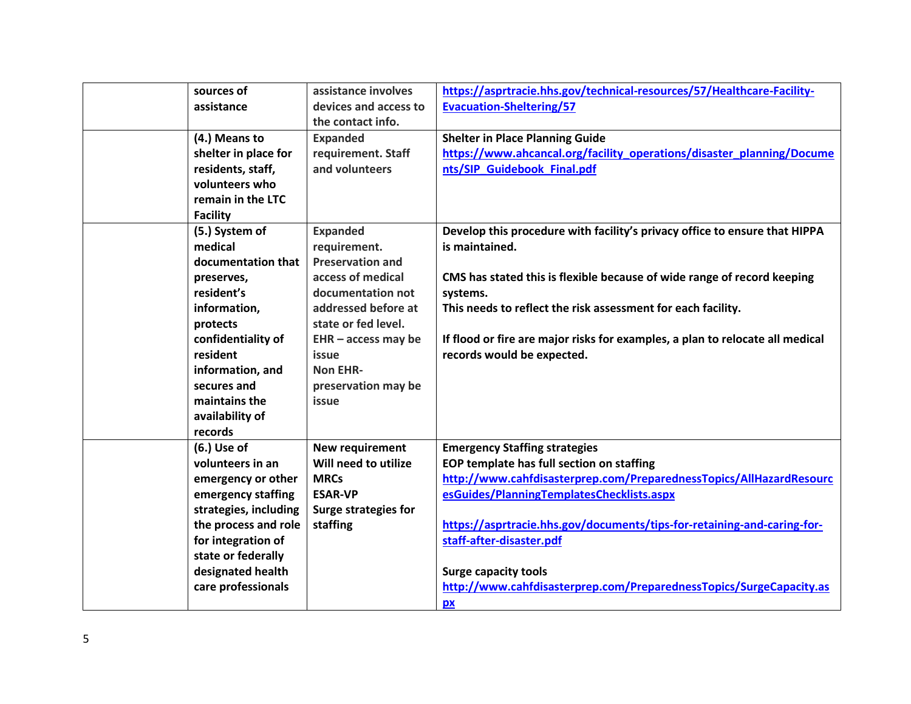| | | | |
|---|---|---|---|
| | **sources of assistance** | assistance involves devices and access to the contact info. | **https://asprtracie.hhs.gov/technical-resources/57/Healthcare-Facility-Evacuation-Sheltering/57** |
| | **(4.) Means to shelter in place for residents, staff, volunteers who remain in the LTC Facility** | Expanded requirement. Staff and volunteers | **Shelter in Place Planning Guide**<br>**https://www.ahcancal.org/facility_operations/disaster_planning/Documents/SIP_Guidebook_Final.pdf** |
| | **(5.) System of medical documentation that preserves, resident's information, protects confidentiality of resident information, and secures and maintains the availability of records** | Expanded requirement. Preservation and access of medical documentation not addressed before at state or fed level. EHR – access may be issue Non EHR-preservation may be issue | **Develop this procedure with facility's privacy office to ensure that HIPPA is maintained.**<br><br>**CMS has stated this is flexible because of wide range of record keeping systems.**<br>**This needs to reflect the risk assessment for each facility.**<br><br>**If flood or fire are major risks for examples, a plan to relocate all medical records would be expected.** |
| | **(6.) Use of volunteers in an emergency or other emergency staffing strategies, including the process and role for integration of state or federally designated health care professionals** | **New requirement**<br>**Will need to utilize MRCs**<br>**ESAR-VP**<br>**Surge strategies for staffing** | **Emergency Staffing strategies**<br>**EOP template has full section on staffing**<br>**http://www.cahfdisasterprep.com/PreparednessTopics/AllHazardResourcesGuides/PlanningTemplatesChecklists.aspx**<br><br>**https://asprtracie.hhs.gov/documents/tips-for-retaining-and-caring-for-staff-after-disaster.pdf**<br><br>**Surge capacity tools**<br>**http://www.cahfdisasterprep.com/PreparednessTopics/SurgeCapacity.aspx** |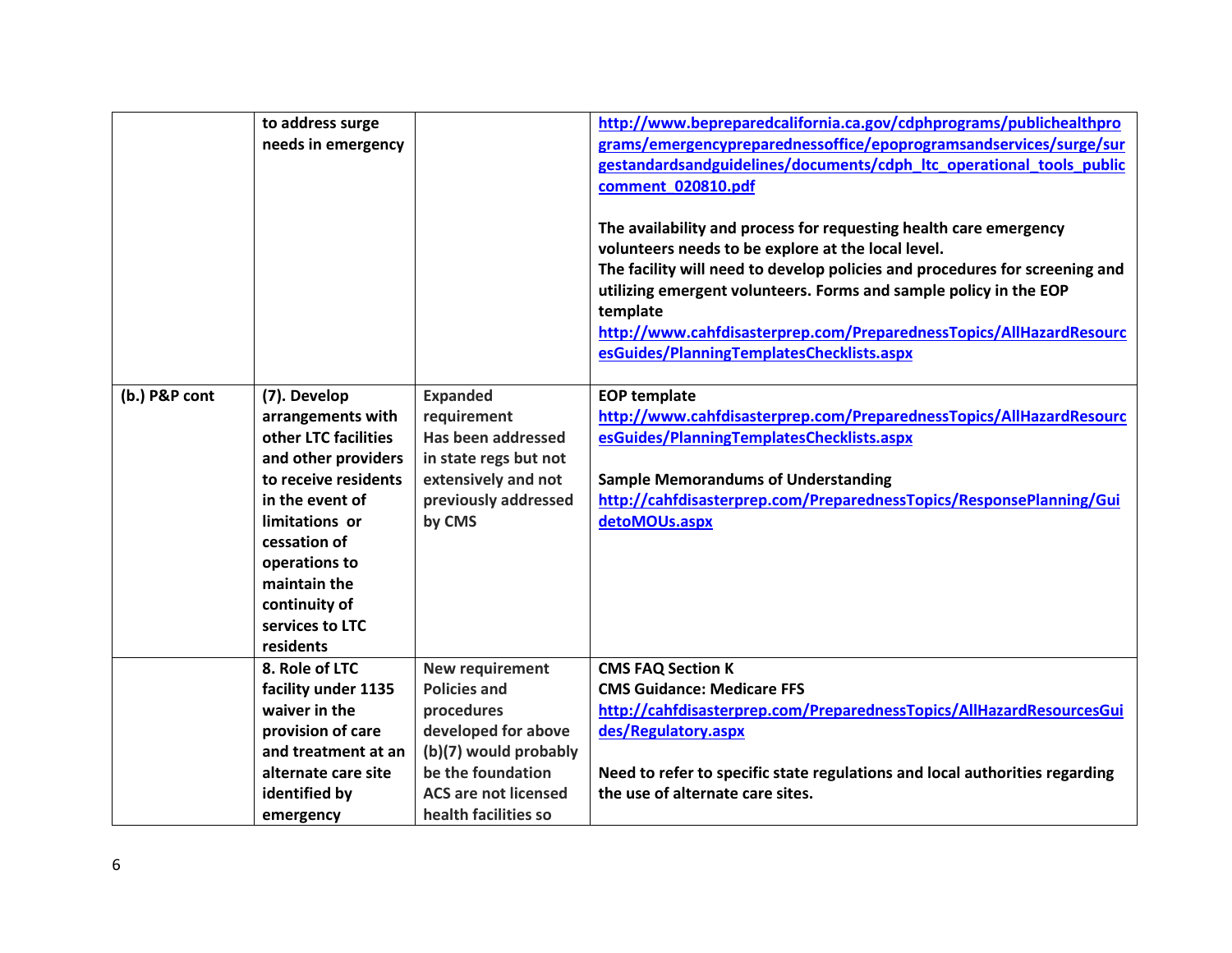| | | | |
|---|---|---|---|
| | **to address surge needs in emergency** | | **http://www.bepreparedcalifornia.ca.gov/cdphprograms/publichealthprograms/emergencypreparednessoffice/epoprogramsandservices/surge/surgestandardsandguidelines/documents/cdph_ltc_operational_tools_publiccomment_020810.pdf**<br><br>**The availability and process for requesting health care emergency volunteers needs to be explore at the local level.**<br>**The facility will need to develop policies and procedures for screening and utilizing emergent volunteers. Forms and sample policy in the EOP template**<br>**http://www.cahfdisasterprep.com/PreparednessTopics/AllHazardResourcesGuides/PlanningTemplatesChecklists.aspx** |
| **(b.) P&P cont** | **(7). Develop arrangements with other LTC facilities and other providers to receive residents in the event of limitations or cessation of operations to maintain the continuity of services to LTC residents** | **Expanded requirement Has been addressed in state regs but not extensively and not previously addressed by CMS** | **EOP template**<br>**http://www.cahfdisasterprep.com/PreparednessTopics/AllHazardResourcesGuides/PlanningTemplatesChecklists.aspx**<br><br>**Sample Memorandums of Understanding**<br>**http://cahfdisasterprep.com/PreparednessTopics/ResponsePlanning/GuidetoMOUs.aspx** |
| | **8. Role of LTC facility under 1135 waiver in the provision of care and treatment at an alternate care site identified by emergency** | **New requirement Policies and procedures developed for above (b)(7) would probably be the foundation ACS are not licensed health facilities so** | **CMS FAQ Section K**<br>**CMS Guidance: Medicare FFS**<br>**http://cahfdisasterprep.com/PreparednessTopics/AllHazardResourcesGuides/Regulatory.aspx**<br><br>**Need to refer to specific state regulations and local authorities regarding the use of alternate care sites.** |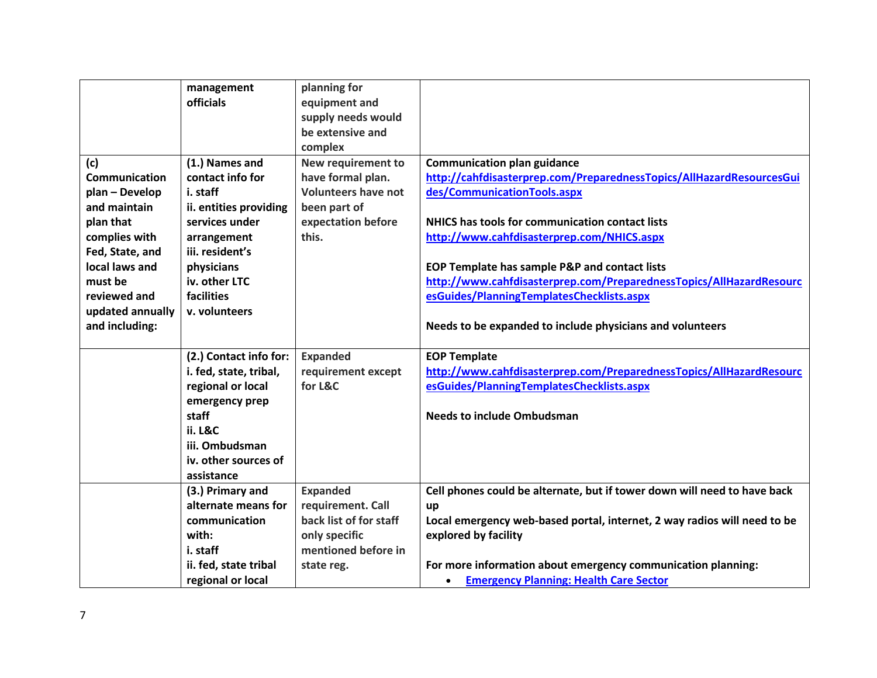| | | | |
|---|---|---|---|
| | management officials | planning for equipment and supply needs would be extensive and complex | |
| **(c) Communication plan – Develop and maintain plan that complies with Fed, State, and local laws and must be reviewed and updated annually and including:** | **(1.) Names and contact info for**<br>**i. staff**<br>**ii. entities providing services under arrangement**<br>**iii. resident's physicians**<br>**iv. other LTC facilities**<br>**v. volunteers** | **New requirement to have formal plan. Volunteers have not been part of expectation before this.** | **Communication plan guidance**<br>[http://cahfdisasterprep.com/PreparednessTopics/AllHazardResourcesGuides/CommunicationTools.aspx](http://cahfdisasterprep.com/PreparednessTopics/AllHazardResourcesGuides/CommunicationTools.aspx)<br><br>**NHICS has tools for communication contact lists**<br>[http://www.cahfdisasterprep.com/NHICS.aspx](http://www.cahfdisasterprep.com/NHICS.aspx)<br><br>**EOP Template has sample P&P and contact lists**<br>[http://www.cahfdisasterprep.com/PreparednessTopics/AllHazardResourcesGuides/PlanningTemplatesChecklists.aspx](http://www.cahfdisasterprep.com/PreparednessTopics/AllHazardResourcesGuides/PlanningTemplatesChecklists.aspx)<br><br>**Needs to be expanded to include physicians and volunteers** |
| | **(2.) Contact info for:**<br>**i. fed, state, tribal, regional or local emergency prep staff**<br>**ii. L&C**<br>**iii. Ombudsman**<br>**iv. other sources of assistance** | **Expanded requirement except for L&C** | **EOP Template**<br>[http://www.cahfdisasterprep.com/PreparednessTopics/AllHazardResourcesGuides/PlanningTemplatesChecklists.aspx](http://www.cahfdisasterprep.com/PreparednessTopics/AllHazardResourcesGuides/PlanningTemplatesChecklists.aspx)<br><br>**Needs to include Ombudsman** |
| | **(3.) Primary and alternate means for communication with:**<br>**i. staff**<br>**ii. fed, state tribal regional or local** | **Expanded requirement. Call back list of for staff only specific mentioned before in state reg.** | **Cell phones could be alternate, but if tower down will need to have back up**<br>**Local emergency web-based portal, internet, 2 way radios will need to be explored by facility**<br><br>**For more information about emergency communication planning:**<br>• **Emergency Planning: Health Care Sector** |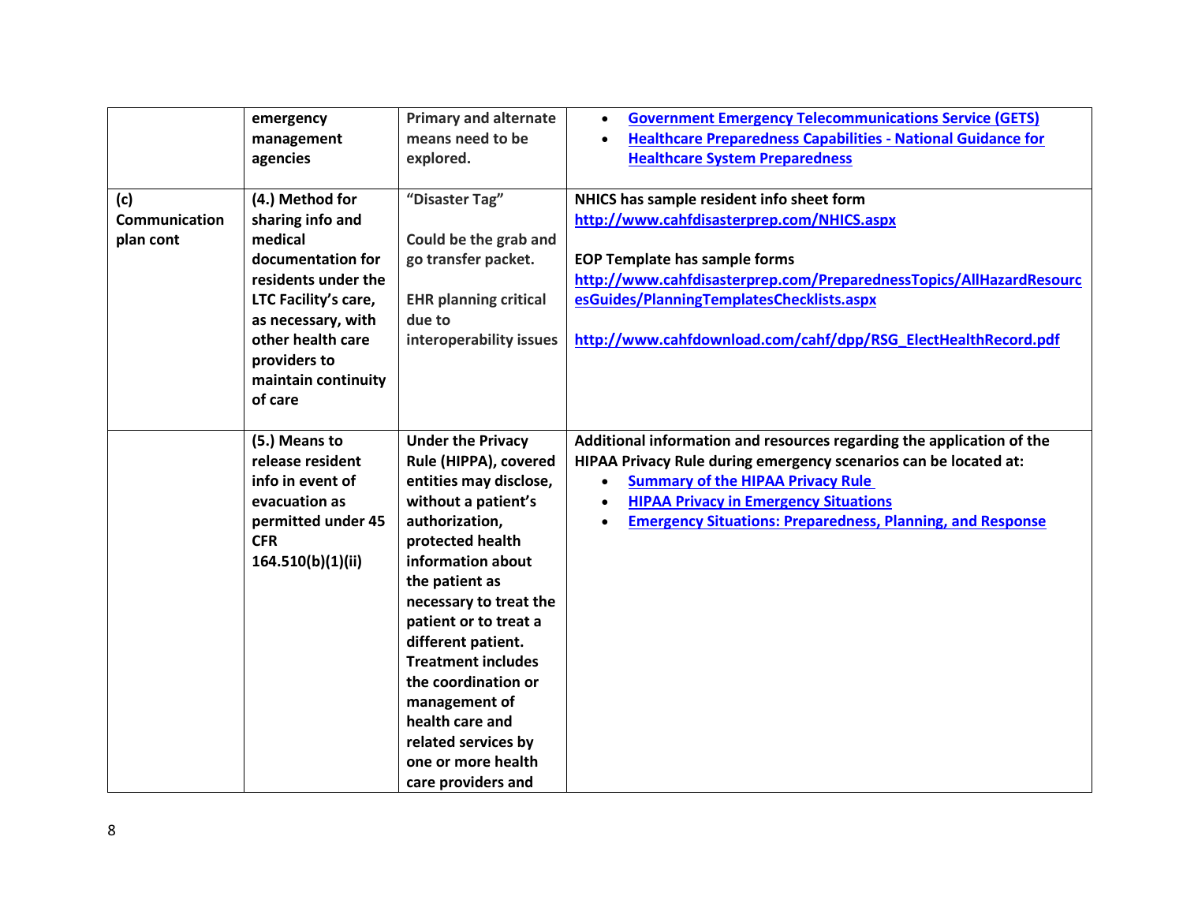| | | | |
|---|---|---|---|
| | emergency management agencies | Primary and alternate means need to be explored. | • Government Emergency Telecommunications Service (GETS)<br>• Healthcare Preparedness Capabilities - National Guidance for Healthcare System Preparedness |
| **(c) Communication plan cont** | **(4.) Method for sharing info and medical documentation for residents under the LTC Facility's care, as necessary, with other health care providers to maintain continuity of care** | "Disaster Tag"<br><br>Could be the grab and go transfer packet.<br><br>EHR planning critical due to interoperability issues | **NHICS has sample resident info sheet form**<br>http://www.cahfdisasterprep.com/NHICS.aspx<br><br>**EOP Template has sample forms**<br>http://www.cahfdisasterprep.com/PreparednessTopics/AllHazardResourcesGuides/PlanningTemplatesChecklists.aspx<br><br>http://www.cahfdownload.com/cahf/dpp/RSG_ElectHealthRecord.pdf |
| | **(5.) Means to release resident info in event of evacuation as permitted under 45 CFR 164.510(b)(1)(ii)** | **Under the Privacy Rule (HIPPA), covered entities may disclose, without a patient's authorization, protected health information about the patient as necessary to treat the patient or to treat a different patient. Treatment includes the coordination or management of health care and related services by one or more health care providers and** | **Additional information and resources regarding the application of the HIPAA Privacy Rule during emergency scenarios can be located at:**<br>• Summary of the HIPAA Privacy Rule<br>• HIPAA Privacy in Emergency Situations<br>• Emergency Situations: Preparedness, Planning, and Response |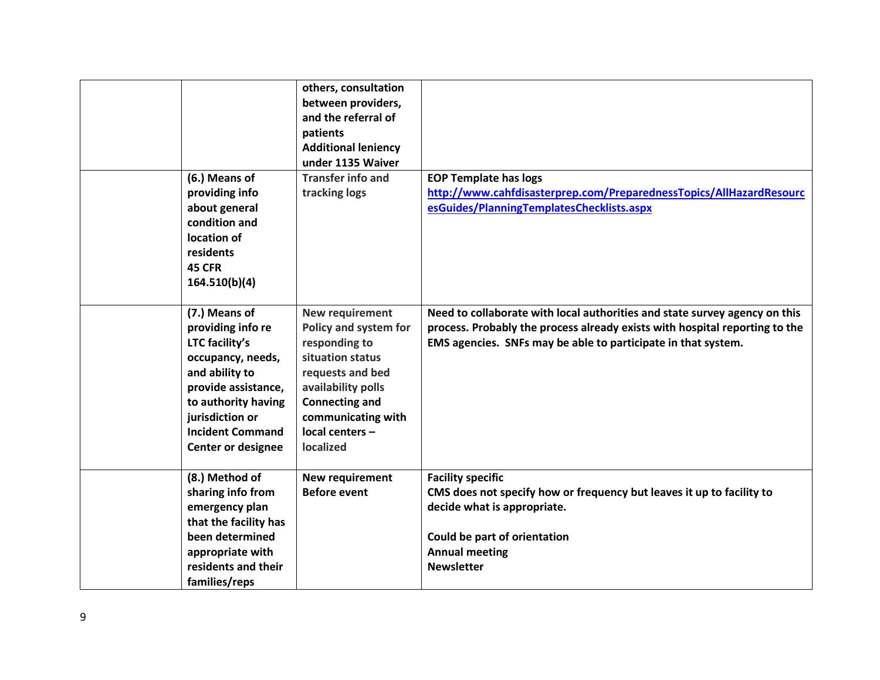| | | | |
|---|---|---|---|
| | | **others, consultation between providers, and the referral of patients**<br>**Additional leniency under 1135 Waiver** | |
| | **(6.) Means of providing info about general condition and location of residents**<br>**45 CFR 164.510(b)(4)** | **Transfer info and tracking logs** | **EOP Template has logs**<br>**http://www.cahfdisasterprep.com/PreparednessTopics/AllHazardResourcesGuides/PlanningTemplatesChecklists.aspx** |
| | **(7.) Means of providing info re LTC facility's occupancy, needs, and ability to provide assistance, to authority having jurisdiction or Incident Command Center or designee** | **New requirement**<br>**Policy and system for responding to situation status requests and bed availability polls**<br>**Connecting and communicating with local centers – localized** | **Need to collaborate with local authorities and state survey agency on this process. Probably the process already exists with hospital reporting to the EMS agencies. SNFs may be able to participate in that system.** |
| | **(8.) Method of sharing info from emergency plan that the facility has been determined appropriate with residents and their families/reps** | **New requirement**<br>**Before event** | **Facility specific**<br>**CMS does not specify how or frequency but leaves it up to facility to decide what is appropriate.**<br><br>**Could be part of orientation**<br>**Annual meeting**<br>**Newsletter** |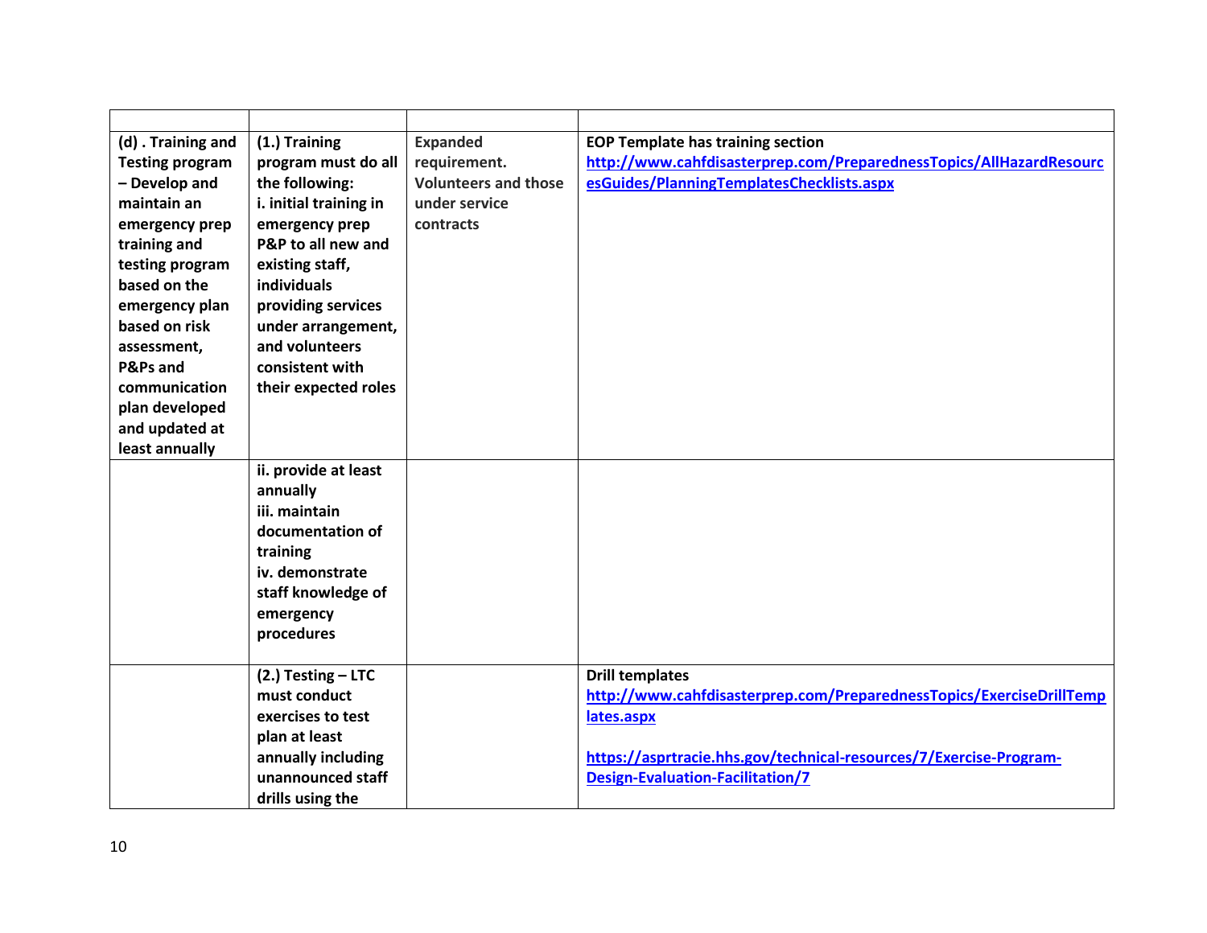| | | | |
|---|---|---|---|
| **(d) . Training and Testing program – Develop and maintain an emergency prep training and testing program based on the emergency plan based on risk assessment, P&Ps and communication plan developed and updated at least annually** | **(1.) Training program must do all the following:<br>i. initial training in emergency prep P&P to all new and existing staff, individuals providing services under arrangement, and volunteers consistent with their expected roles** | **Expanded requirement. Volunteers and those under service contracts** | **EOP Template has training section**<br>**[http://www.cahfdisasterprep.com/PreparednessTopics/AllHazardResourcesGuides/PlanningTemplatesChecklists.aspx](http://www.cahfdisasterprep.com/PreparednessTopics/AllHazardResourcesGuides/PlanningTemplatesChecklists.aspx)** |
| | **ii. provide at least annually<br>iii. maintain documentation of training<br>iv. demonstrate staff knowledge of emergency procedures** | | |
| | **(2.) Testing – LTC must conduct exercises to test plan at least annually including unannounced staff drills using the** | | **Drill templates**<br>**[http://www.cahfdisasterprep.com/PreparednessTopics/ExerciseDrillTemplates.aspx](http://www.cahfdisasterprep.com/PreparednessTopics/ExerciseDrillTemplates.aspx)**<br><br>**[https://asprtracie.hhs.gov/technical-resources/7/Exercise-Program-Design-Evaluation-Facilitation/7](https://asprtracie.hhs.gov/technical-resources/7/Exercise-Program-Design-Evaluation-Facilitation/7)** |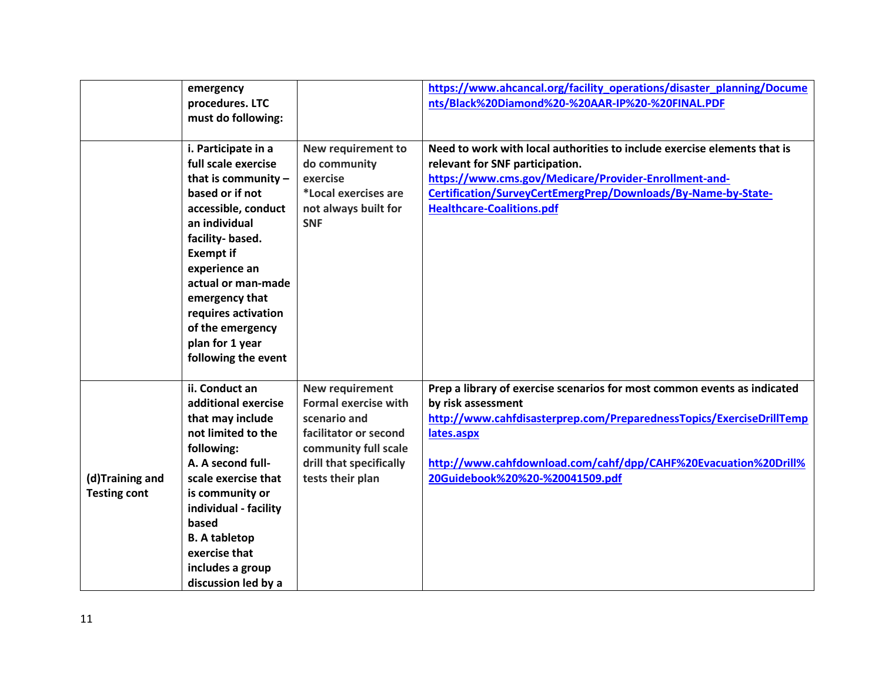| | | | |
|---|---|---|---|
| | emergency procedures. LTC must do following: | | https://www.ahcancal.org/facility_operations/disaster_planning/Documents/Black%20Diamond%20-%20AAR-IP%20-%20FINAL.PDF |
| | i. Participate in a full scale exercise that is community – based or if not accessible, conduct an individual facility- based. Exempt if experience an actual or man-made emergency that requires activation of the emergency plan for 1 year following the event | New requirement to do community exercise *Local exercises are not always built for SNF | Need to work with local authorities to include exercise elements that is relevant for SNF participation. https://www.cms.gov/Medicare/Provider-Enrollment-and-Certification/SurveyCertEmergPrep/Downloads/By-Name-by-State-Healthcare-Coalitions.pdf |
| (d)Training and Testing cont | ii. Conduct an additional exercise that may include not limited to the following: A. A second full-scale exercise that is community or individual - facility based B. A tabletop exercise that includes a group discussion led by a | New requirement Formal exercise with scenario and facilitator or second community full scale drill that specifically tests their plan | Prep a library of exercise scenarios for most common events as indicated by risk assessment http://www.cahfdisasterprep.com/PreparednessTopics/ExerciseDrillTemplates.aspx<br><br>http://www.cahfdownload.com/cahf/dpp/CAHF%20Evacuation%20Drill%20Guidebook%20%20-%20041509.pdf |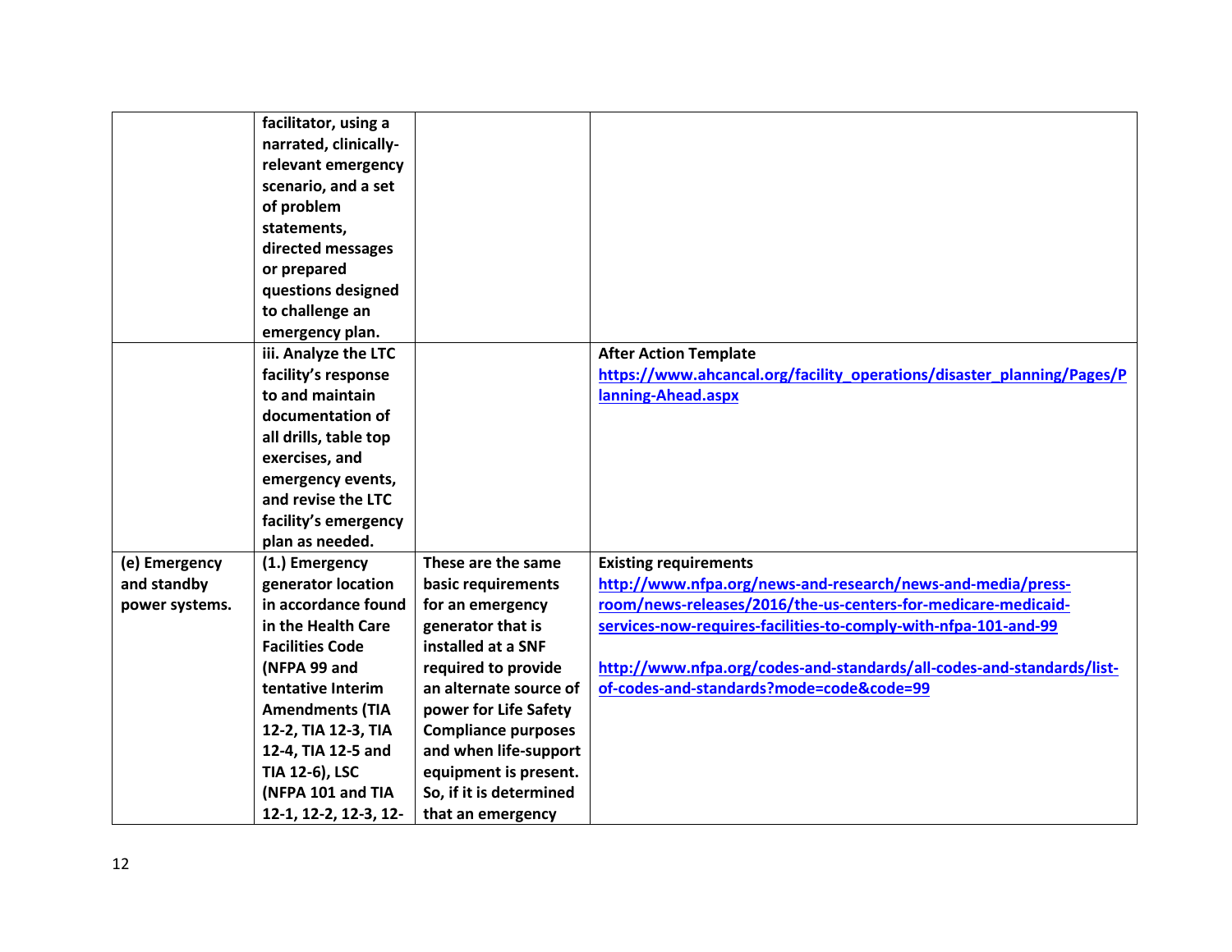| | | | |
|---|---|---|---|
| | **facilitator, using a narrated, clinically-relevant emergency scenario, and a set of problem statements, directed messages or prepared questions designed to challenge an emergency plan.** | | |
| | **iii. Analyze the LTC facility's response to and maintain documentation of all drills, table top exercises, and emergency events, and revise the LTC facility's emergency plan as needed.** | | **After Action Template** <br> **https://www.ahcancal.org/facility_operations/disaster_planning/Pages/Planning-Ahead.aspx** |
| **(e) Emergency and standby power systems.** | **(1.) Emergency generator location in accordance found in the Health Care Facilities Code (NFPA 99 and tentative Interim Amendments (TIA 12-2, TIA 12-3, TIA 12-4, TIA 12-5 and TIA 12-6), LSC (NFPA 101 and TIA 12-1, 12-2, 12-3, 12-** | **These are the same basic requirements for an emergency generator that is installed at a SNF required to provide an alternate source of power for Life Safety Compliance purposes and when life-support equipment is present. So, if it is determined that an emergency** | **Existing requirements** <br> **http://www.nfpa.org/news-and-research/news-and-media/press-room/news-releases/2016/the-us-centers-for-medicare-medicaid-services-now-requires-facilities-to-comply-with-nfpa-101-and-99** <br><br> **http://www.nfpa.org/codes-and-standards/all-codes-and-standards/list-of-codes-and-standards?mode=code&code=99** |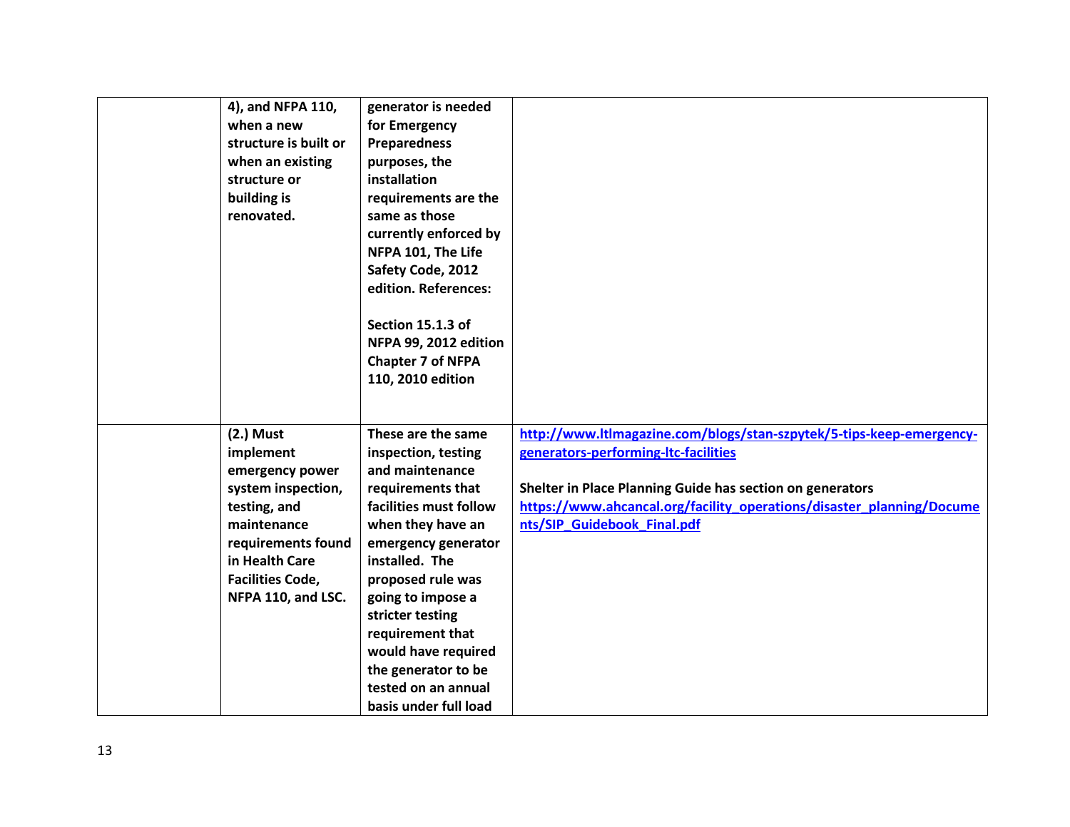| | | | |
|---|---|---|---|
| | **4), and NFPA 110, when a new structure is built or when an existing structure or building is renovated.** | **generator is needed for Emergency Preparedness purposes, the installation requirements are the same as those currently enforced by NFPA 101, The Life Safety Code, 2012 edition. References:**<br><br>**Section 15.1.3 of NFPA 99, 2012 edition Chapter 7 of NFPA 110, 2010 edition** | |
| | **(2.) Must implement emergency power system inspection, testing, and maintenance requirements found in Health Care Facilities Code, NFPA 110, and LSC.** | **These are the same inspection, testing and maintenance requirements that facilities must follow when they have an emergency generator installed. The proposed rule was going to impose a stricter testing requirement that would have required the generator to be tested on an annual basis under full load** | **[http://www.ltlmagazine.com/blogs/stan-szpytek/5-tips-keep-emergency-generators-performing-ltc-facilities](http://www.ltlmagazine.com/blogs/stan-szpytek/5-tips-keep-emergency-generators-performing-ltc-facilities)**<br><br>**Shelter in Place Planning Guide has section on generators [https://www.ahcancal.org/facility_operations/disaster_planning/Documents/SIP_Guidebook_Final.pdf](https://www.ahcancal.org/facility_operations/disaster_planning/Documents/SIP_Guidebook_Final.pdf)** |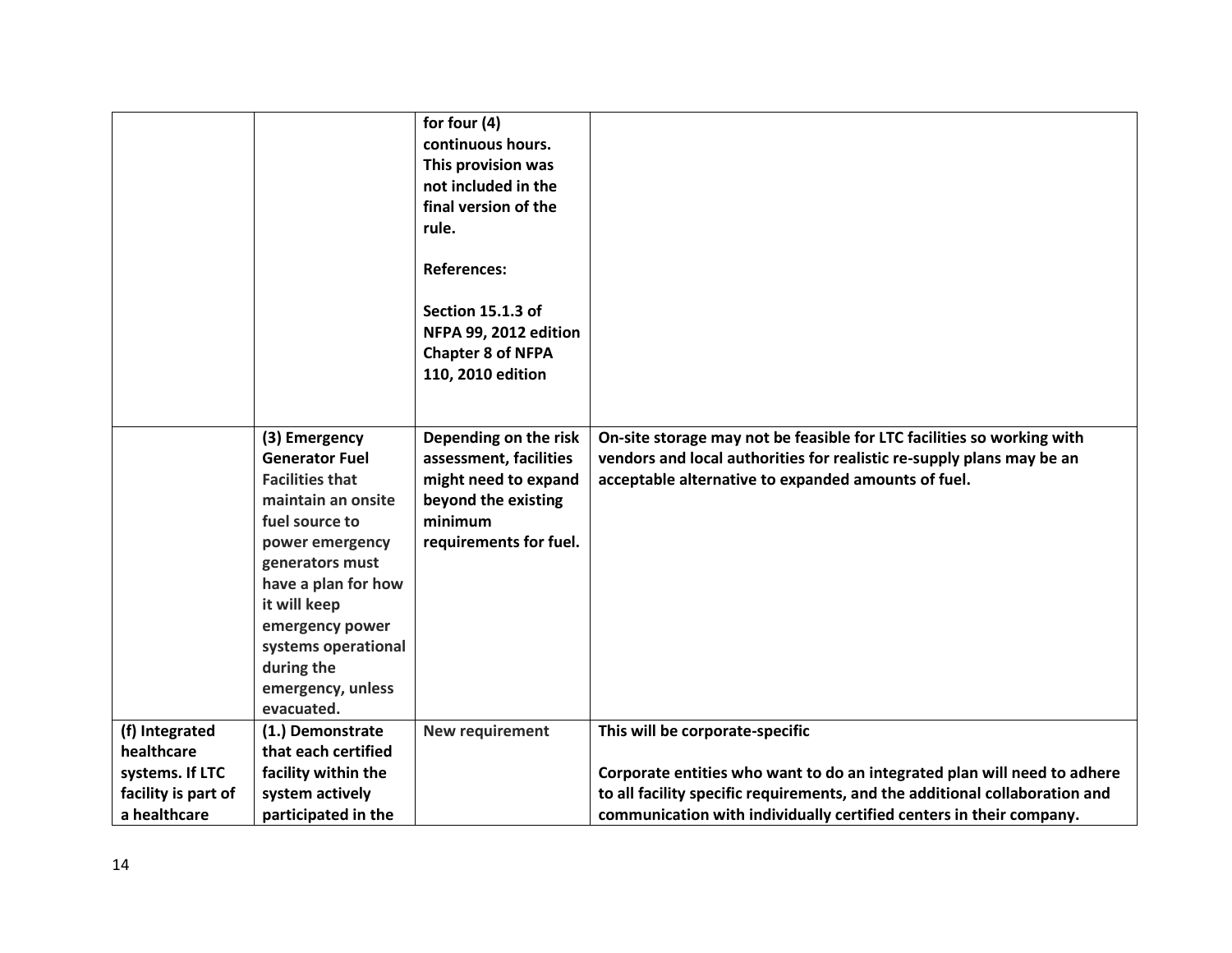| | | | |
|---|---|---|---|
| | | **for four (4) continuous hours. This provision was not included in the final version of the rule.**<br><br>**References:**<br><br>**Section 15.1.3 of NFPA 99, 2012 edition Chapter 8 of NFPA 110, 2010 edition** | |
| | **(3) Emergency Generator Fuel** **Facilities that maintain an onsite fuel source to power emergency generators must have a plan for how it will keep emergency power systems operational during the emergency, unless evacuated.** | **Depending on the risk assessment, facilities might need to expand beyond the existing minimum requirements for fuel.** | **On-site storage may not be feasible for LTC facilities so working with vendors and local authorities for realistic re-supply plans may be an acceptable alternative to expanded amounts of fuel.** |
| **(f) Integrated healthcare systems. If LTC facility is part of a healthcare** | **(1.) Demonstrate that each certified facility within the system actively participated in the** | **New requirement** | **This will be corporate-specific**<br><br>**Corporate entities who want to do an integrated plan will need to adhere to all facility specific requirements, and the additional collaboration and communication with individually certified centers in their company.** |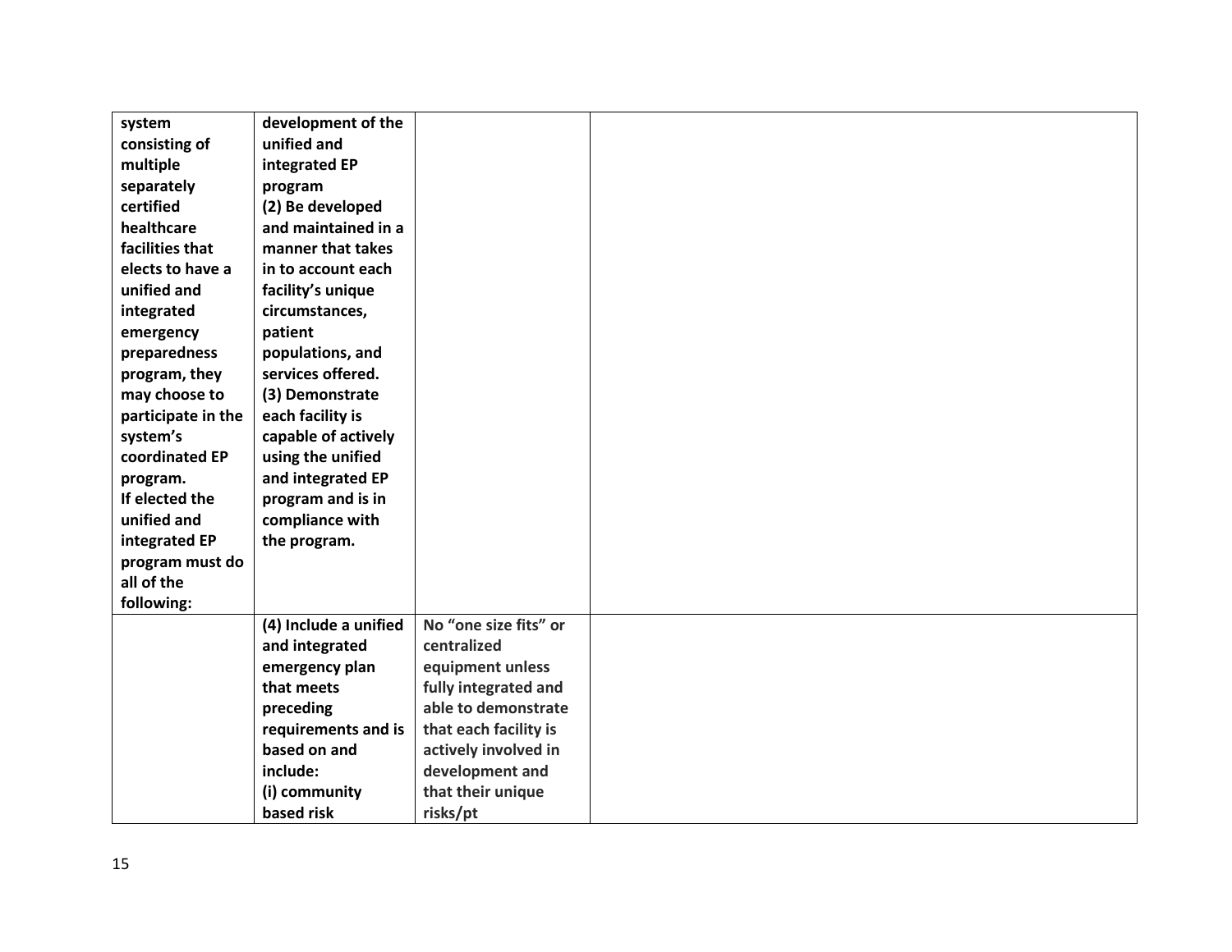| | | | |
|---|---|---|---|
| **system consisting of multiple separately certified healthcare facilities that elects to have a unified and integrated emergency preparedness program, they may choose to participate in the system's coordinated EP program. If elected the unified and integrated EP program must do all of the following:** | **development of the unified and integrated EP program (2) Be developed and maintained in a manner that takes in to account each facility's unique circumstances, patient populations, and services offered. (3) Demonstrate each facility is capable of actively using the unified and integrated EP program and is in compliance with the program.** | | |
| | **(4) Include a unified and integrated emergency plan that meets preceding requirements and is based on and include: (i) community based risk** | **No "one size fits" or centralized equipment unless fully integrated and able to demonstrate that each facility is actively involved in development and that their unique risks/pt** | |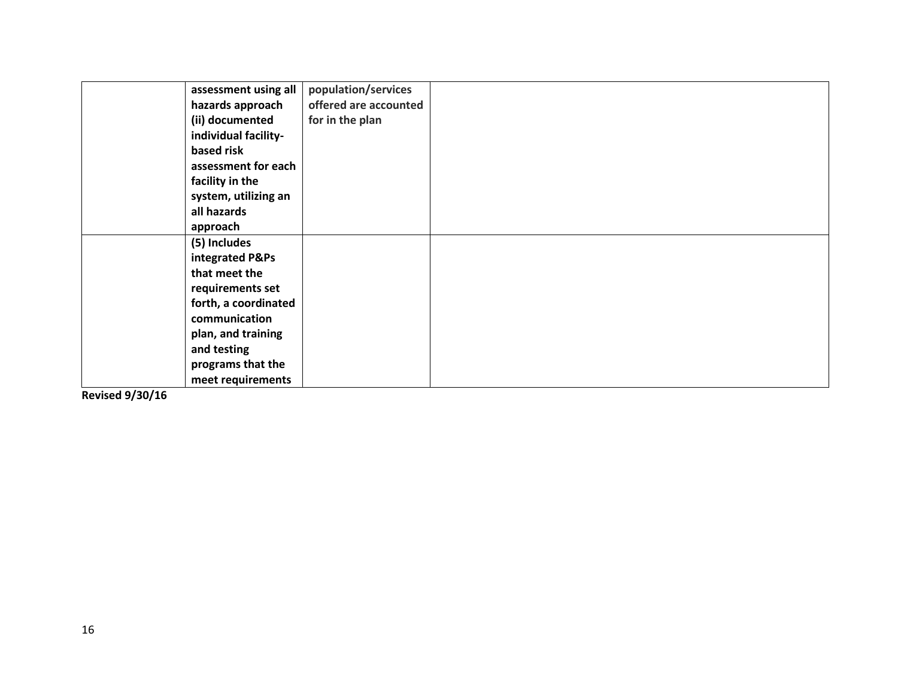| | | | |
|---|---|---|---|
| | **assessment using all hazards approach (ii) documented individual facility-based risk assessment for each facility in the system, utilizing an all hazards approach** | **population/services offered are accounted for in the plan** | |
| | **(5) Includes integrated P&Ps that meet the requirements set forth, a coordinated communication plan, and training and testing programs that the meet requirements** | | |

**Revised 9/30/16**